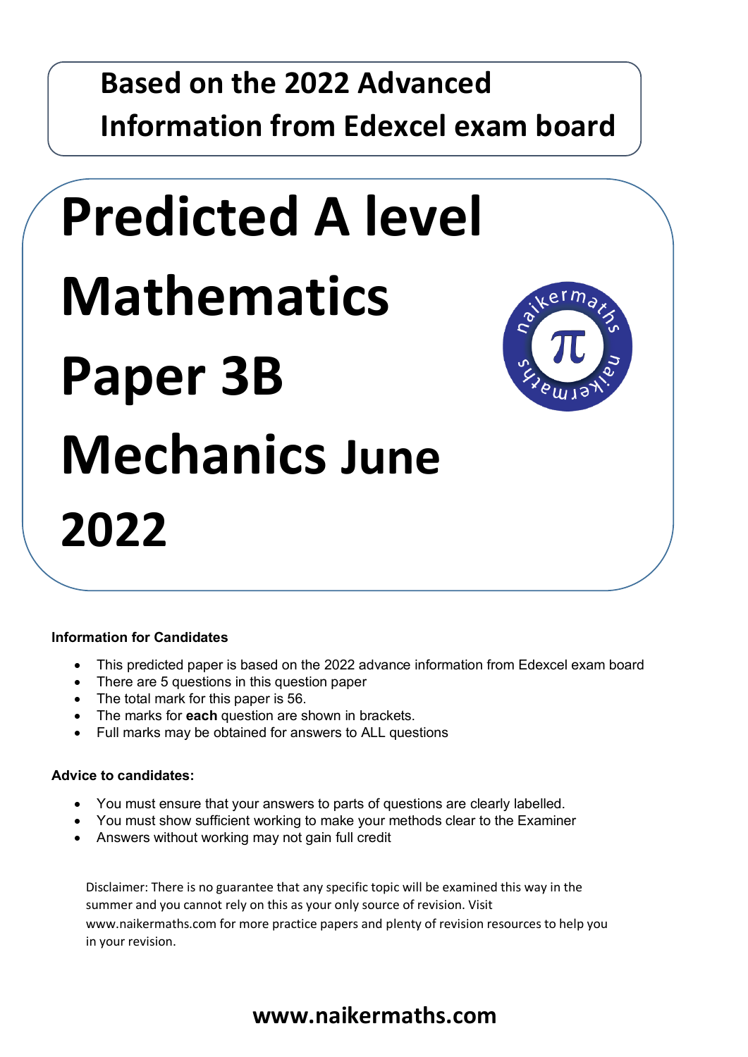**Based on the 2022 Advanced Information from Edexcel exam board**

# Predicted A level Mathematics Paper 3B Mechanics June 2022

**Information for Candidates**

- This predicted paper is based on the 2022 advance information from Edexcel exam board
- There are 5 questions in this question paper
- The total mark for this paper is 56.
- The marks for **each** question are shown in brackets.
- Full marks may be obtained for answers to ALL questions

**Advice to candidates:**

- You must ensure that your answers to parts of questions are clearly labelled.
- You must show sufficient working to make your methods clear to the Examiner
- Answers without working may not gain full credit

Disclaimer: There is no guarantee that any specific topic will be examined this way in the summer and you cannot rely on this as your only source of revision. Visit www.naikermaths.com for more practice papers and plenty of revision resources to help you in your revision.

**www.naikermaths.com**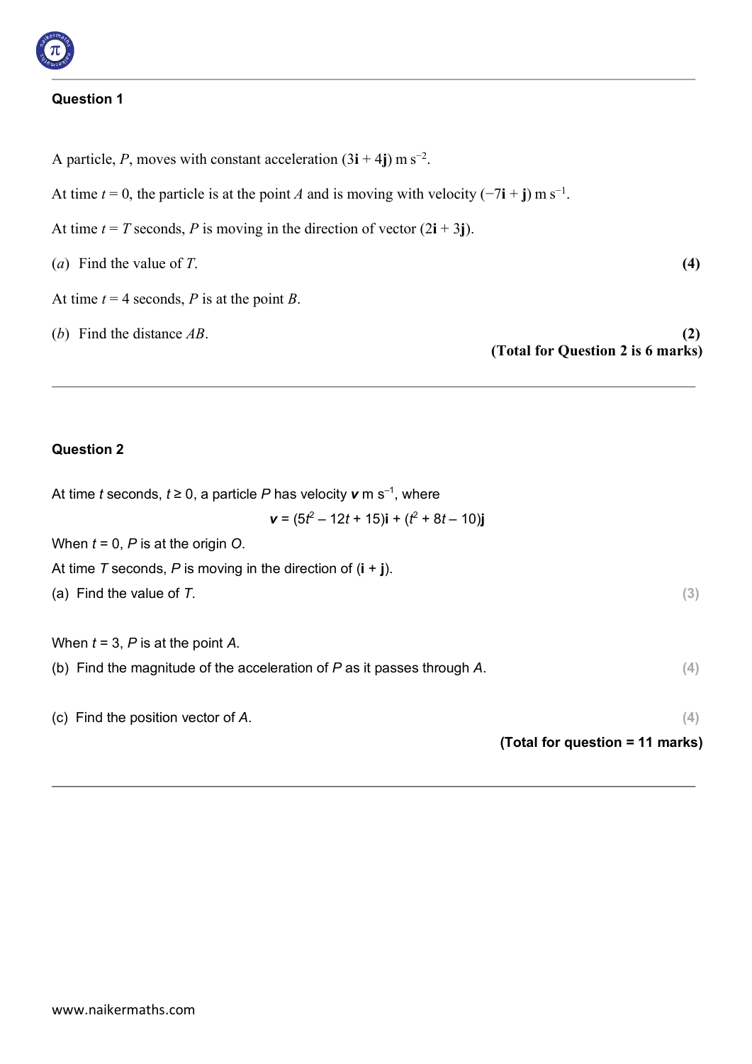## Question 1

A particle, $P$, moves with constant acceleration $(3\mathbf{i} + 4\mathbf{j})$ m s$^{-2}$.

At time $t = 0$, the particle is at the point $A$ and is moving with velocity $(-7\mathbf{i} + \mathbf{j})$ m s$^{-1}$.

At time $t = T$ seconds, $P$ is moving in the direction of vector $(2\mathbf{i} + 3\mathbf{j})$.

(*a*) Find the value of $T$. **(4)**

At time $t = 4$ seconds, $P$ is at the point $B$.

(*b*) Find the distance $AB$. **(2)**

**(Total for Question 2 is 6 marks)**

---

## Question 2

At time $t$ seconds, $t \geq 0$, a particle $P$ has velocity $\mathbf{v}$ m s$^{-1}$, where

$$\mathbf{v} = (5t^2 - 12t + 15)\mathbf{i} + (t^2 + 8t - 10)\mathbf{j}$$

When $t = 0$, $P$ is at the origin $O$.

At time $T$ seconds, $P$ is moving in the direction of $(\mathbf{i} + \mathbf{j})$.

(a) Find the value of $T$. (3)

When $t = 3$, $P$ is at the point $A$.

(b) Find the magnitude of the acceleration of $P$ as it passes through $A$. (4)

(c) Find the position vector of $A$. (4)

**(Total for question = 11 marks)**

---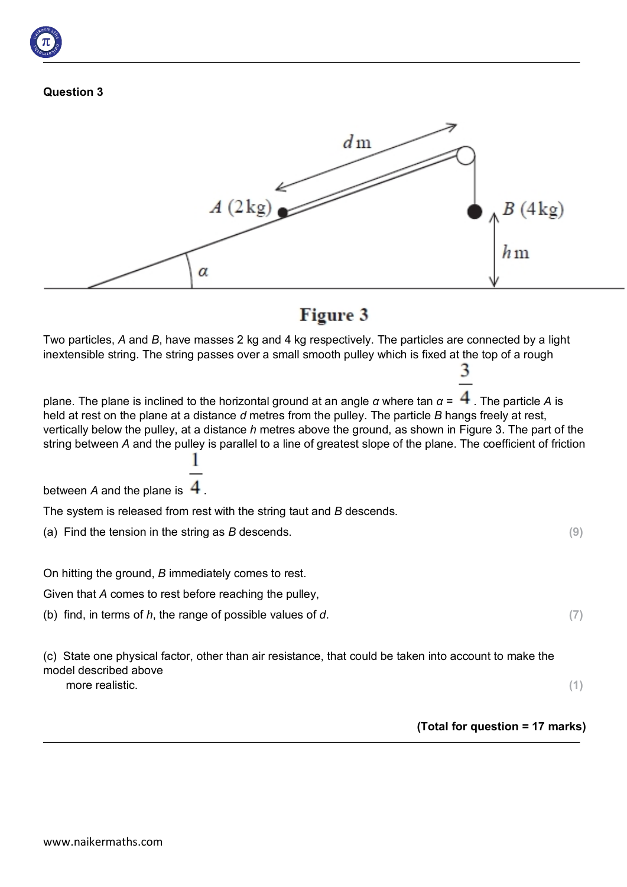**Question 3**

**Figure 3**

Two particles, $A$ and $B$, have masses 2 kg and 4 kg respectively. The particles are connected by a light inextensible string. The string passes over a small smooth pulley which is fixed at the top of a rough plane. The plane is inclined to the horizontal ground at an angle $\alpha$ where $\tan \alpha = \frac{3}{4}$. The particle $A$ is held at rest on the plane at a distance $d$ metres from the pulley. The particle $B$ hangs freely at rest, vertically below the pulley, at a distance $h$ metres above the ground, as shown in Figure 3. The part of the string between $A$ and the pulley is parallel to a line of greatest slope of the plane. The coefficient of friction between $A$ and the plane is $\frac{1}{4}$.

The system is released from rest with the string taut and $B$ descends.

(a) Find the tension in the string as $B$ descends. **(9)**

On hitting the ground, $B$ immediately comes to rest.

Given that $A$ comes to rest before reaching the pulley,

(b) find, in terms of $h$, the range of possible values of $d$. **(7)**

(c) State one physical factor, other than air resistance, that could be taken into account to make the model described above more realistic. **(1)**

**(Total for question = 17 marks)**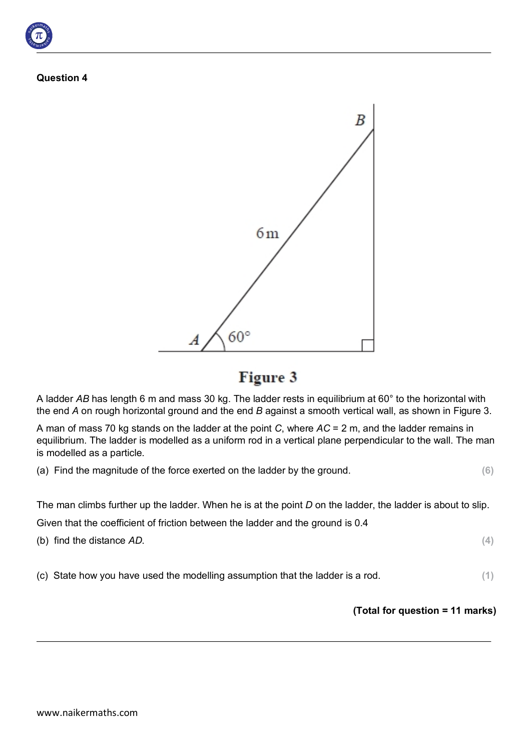**Question 4**

**Figure 3**

A ladder $AB$ has length 6 m and mass 30 kg. The ladder rests in equilibrium at 60° to the horizontal with the end $A$ on rough horizontal ground and the end $B$ against a smooth vertical wall, as shown in Figure 3.

A man of mass 70 kg stands on the ladder at the point $C$, where $AC = 2$ m, and the ladder remains in equilibrium. The ladder is modelled as a uniform rod in a vertical plane perpendicular to the wall. The man is modelled as a particle.

(a) Find the magnitude of the force exerted on the ladder by the ground. **(6)**

The man climbs further up the ladder. When he is at the point $D$ on the ladder, the ladder is about to slip.

Given that the coefficient of friction between the ladder and the ground is 0.4

(b) find the distance $AD$. **(4)**

(c) State how you have used the modelling assumption that the ladder is a rod. **(1)**

**(Total for question = 11 marks)**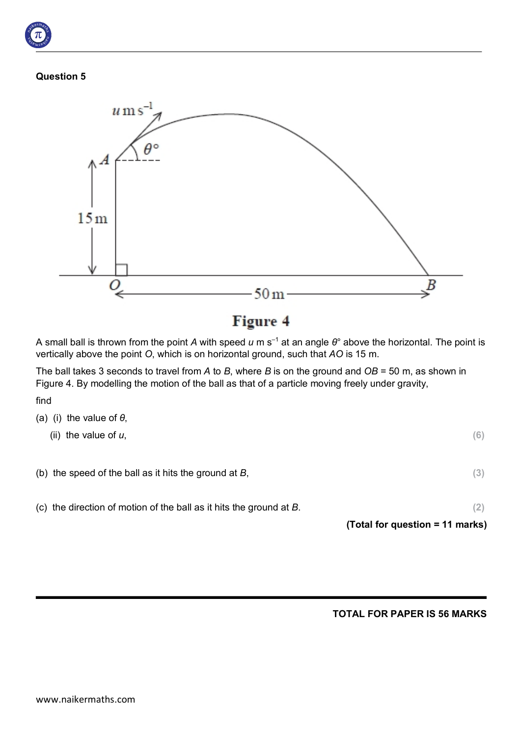## Question 5

$u \text{ m s}^{-1}$

$\theta°$

$A$

15 m

$O$

$B$

50 m

**Figure 4**

A small ball is thrown from the point $A$ with speed $u$ m s$^{-1}$ at an angle $\theta°$ above the horizontal. The point is vertically above the point $O$, which is on horizontal ground, such that $AO$ is 15 m.

The ball takes 3 seconds to travel from $A$ to $B$, where $B$ is on the ground and $OB$ = 50 m, as shown in Figure 4. By modelling the motion of the ball as that of a particle moving freely under gravity,

find

(a) (i) the value of $\theta$,

(ii) the value of $u$, **(6)**

(b) the speed of the ball as it hits the ground at $B$, **(3)**

(c) the direction of motion of the ball as it hits the ground at $B$. **(2)**

**(Total for question = 11 marks)**

**TOTAL FOR PAPER IS 56 MARKS**